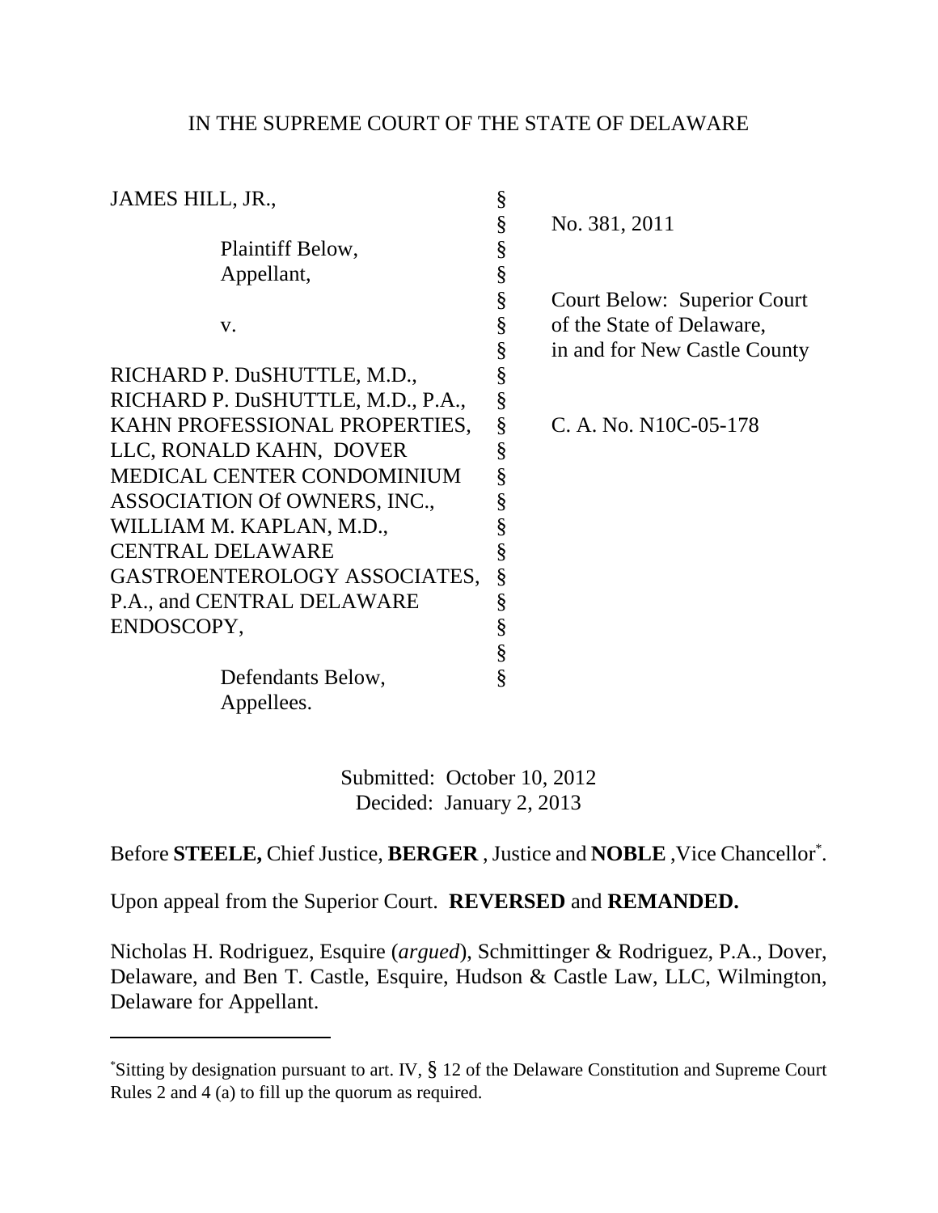IN THE SUPREME COURT OF THE STATE OF DELAWARE

| | | |
|---|---|---|
| JAMES HILL, JR., | § | |
| | § | No. 381, 2011 |
| Plaintiff Below, | § | |
| Appellant, | § | |
| | § | Court Below: Superior Court |
| v. | § | of the State of Delaware, |
| | § | in and for New Castle County |
| RICHARD P. DuSHUTTLE, M.D., | § | |
| RICHARD P. DuSHUTTLE, M.D., P.A., | § | |
| KAHN PROFESSIONAL PROPERTIES, | § | C. A. No. N10C-05-178 |
| LLC, RONALD KAHN, DOVER | § | |
| MEDICAL CENTER CONDOMINIUM | § | |
| ASSOCIATION Of OWNERS, INC., | § | |
| WILLIAM M. KAPLAN, M.D., | § | |
| CENTRAL DELAWARE | § | |
| GASTROENTEROLOGY ASSOCIATES, | § | |
| P.A., and CENTRAL DELAWARE | § | |
| ENDOSCOPY, | § | |
| | § | |
| Defendants Below, | § | |
| Appellees. | | |

Submitted: October 10, 2012
Decided: January 2, 2013

Before **STEELE,** Chief Justice, **BERGER** , Justice and **NOBLE** ,Vice Chancellor[*].

Upon appeal from the Superior Court. **REVERSED** and **REMANDED.**

Nicholas H. Rodriguez, Esquire (*argued*), Schmittinger & Rodriguez, P.A., Dover, Delaware, and Ben T. Castle, Esquire, Hudson & Castle Law, LLC, Wilmington, Delaware for Appellant.

---

[*]Sitting by designation pursuant to art. IV, § 12 of the Delaware Constitution and Supreme Court Rules 2 and 4 (a) to fill up the quorum as required.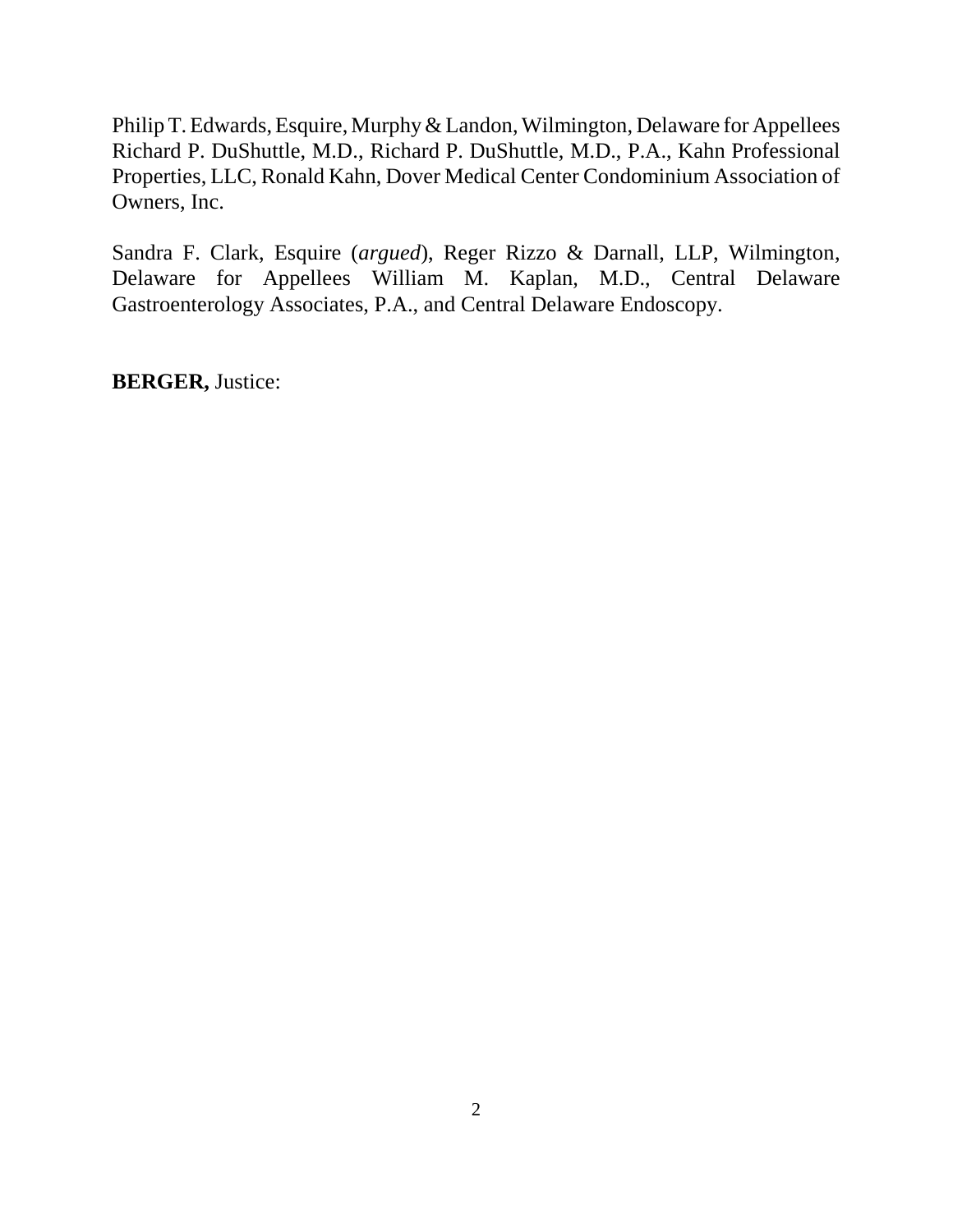Philip T. Edwards, Esquire, Murphy & Landon, Wilmington, Delaware for Appellees Richard P. DuShuttle, M.D., Richard P. DuShuttle, M.D., P.A., Kahn Professional Properties, LLC, Ronald Kahn, Dover Medical Center Condominium Association of Owners, Inc.

Sandra F. Clark, Esquire (*argued*), Reger Rizzo & Darnall, LLP, Wilmington, Delaware for Appellees William M. Kaplan, M.D., Central Delaware Gastroenterology Associates, P.A., and Central Delaware Endoscopy.

**BERGER,** Justice: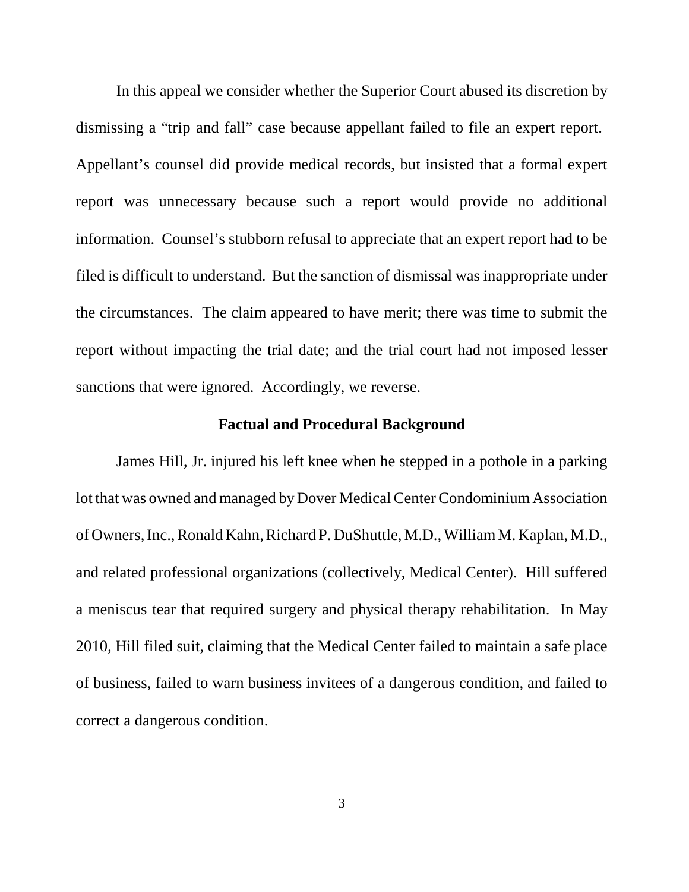In this appeal we consider whether the Superior Court abused its discretion by dismissing a "trip and fall" case because appellant failed to file an expert report. Appellant's counsel did provide medical records, but insisted that a formal expert report was unnecessary because such a report would provide no additional information. Counsel's stubborn refusal to appreciate that an expert report had to be filed is difficult to understand. But the sanction of dismissal was inappropriate under the circumstances. The claim appeared to have merit; there was time to submit the report without impacting the trial date; and the trial court had not imposed lesser sanctions that were ignored. Accordingly, we reverse.

## Factual and Procedural Background

James Hill, Jr. injured his left knee when he stepped in a pothole in a parking lot that was owned and managed by Dover Medical Center Condominium Association of Owners, Inc., Ronald Kahn, Richard P. DuShuttle, M.D., William M. Kaplan, M.D., and related professional organizations (collectively, Medical Center). Hill suffered a meniscus tear that required surgery and physical therapy rehabilitation. In May 2010, Hill filed suit, claiming that the Medical Center failed to maintain a safe place of business, failed to warn business invitees of a dangerous condition, and failed to correct a dangerous condition.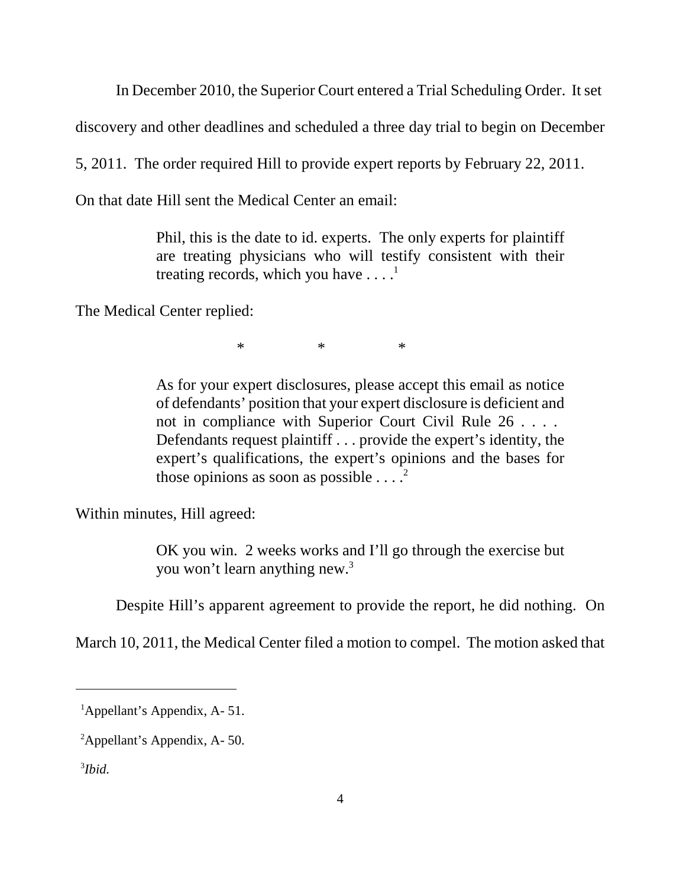In December 2010, the Superior Court entered a Trial Scheduling Order. It set discovery and other deadlines and scheduled a three day trial to begin on December 5, 2011. The order required Hill to provide expert reports by February 22, 2011. On that date Hill sent the Medical Center an email:

> Phil, this is the date to id. experts. The only experts for plaintiff are treating physicians who will testify consistent with their treating records, which you have . . . .[1]

The Medical Center replied:

> \* \* \*
>
> As for your expert disclosures, please accept this email as notice of defendants' position that your expert disclosure is deficient and not in compliance with Superior Court Civil Rule 26 . . . . Defendants request plaintiff . . . provide the expert's identity, the expert's qualifications, the expert's opinions and the bases for those opinions as soon as possible . . . .[2]

Within minutes, Hill agreed:

> OK you win. 2 weeks works and I'll go through the exercise but you won't learn anything new.[3]

Despite Hill's apparent agreement to provide the report, he did nothing. On March 10, 2011, the Medical Center filed a motion to compel. The motion asked that

---

[1] Appellant's Appendix, A- 51.

[2] Appellant's Appendix, A- 50.

[3] *Ibid.*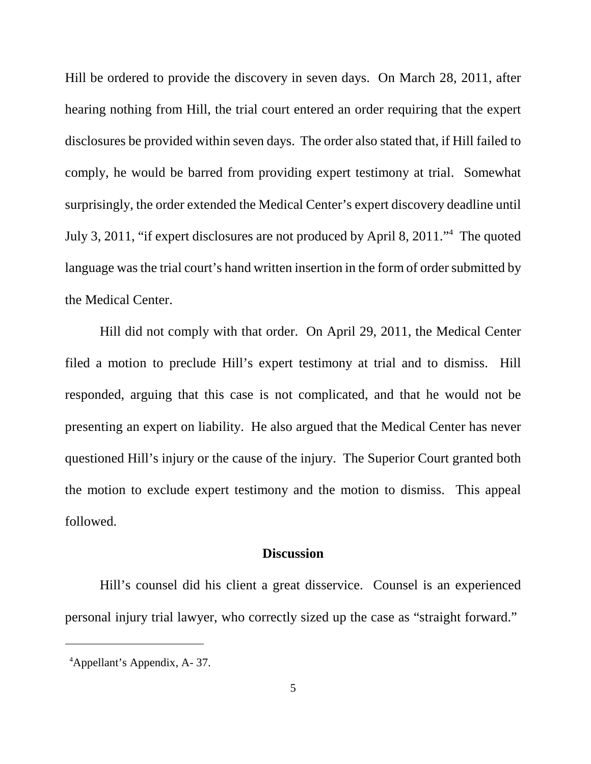Hill be ordered to provide the discovery in seven days. On March 28, 2011, after hearing nothing from Hill, the trial court entered an order requiring that the expert disclosures be provided within seven days. The order also stated that, if Hill failed to comply, he would be barred from providing expert testimony at trial. Somewhat surprisingly, the order extended the Medical Center's expert discovery deadline until July 3, 2011, "if expert disclosures are not produced by April 8, 2011."[4] The quoted language was the trial court's hand written insertion in the form of order submitted by the Medical Center.

Hill did not comply with that order. On April 29, 2011, the Medical Center filed a motion to preclude Hill's expert testimony at trial and to dismiss. Hill responded, arguing that this case is not complicated, and that he would not be presenting an expert on liability. He also argued that the Medical Center has never questioned Hill's injury or the cause of the injury. The Superior Court granted both the motion to exclude expert testimony and the motion to dismiss. This appeal followed.

## Discussion

Hill's counsel did his client a great disservice. Counsel is an experienced personal injury trial lawyer, who correctly sized up the case as "straight forward."

---

[4] Appellant's Appendix, A- 37.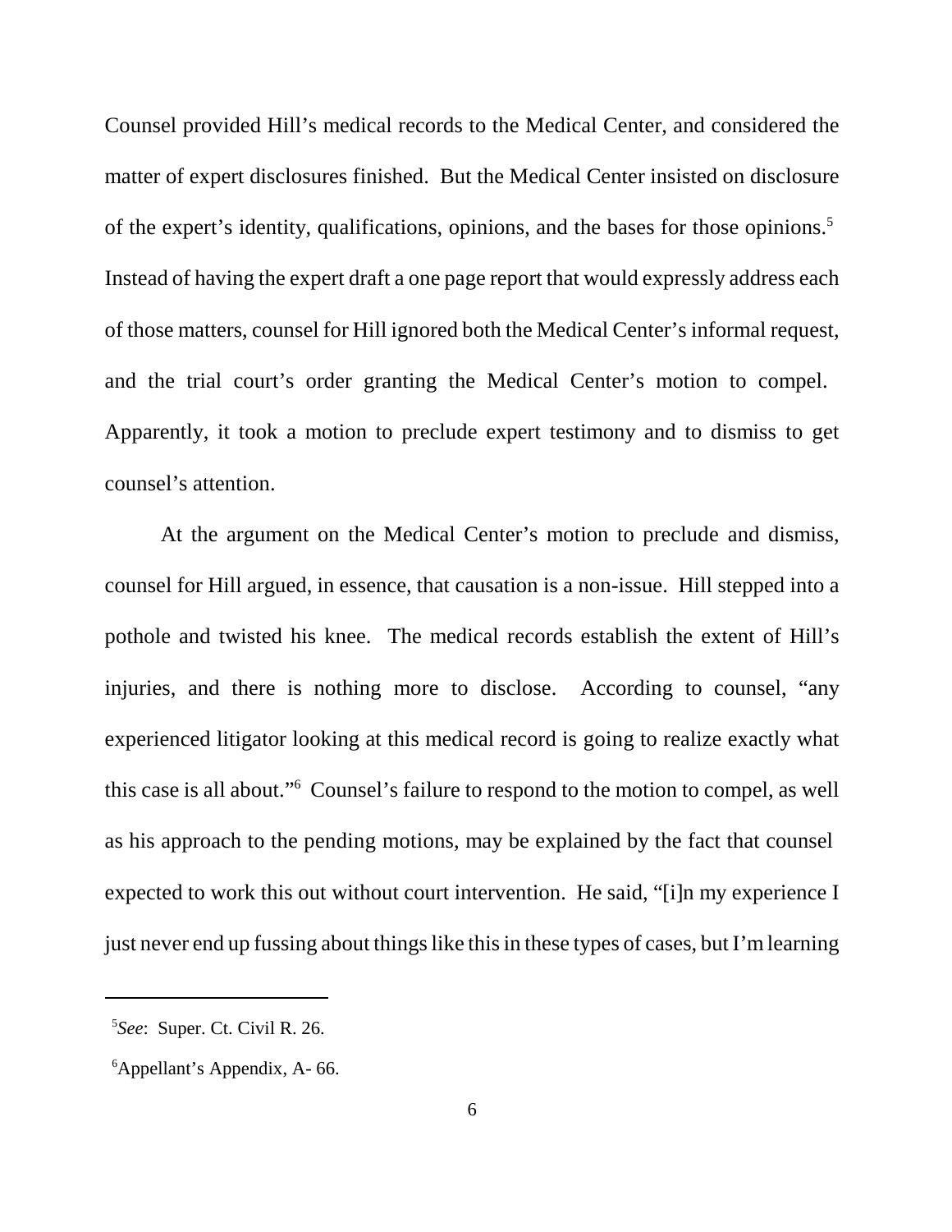Counsel provided Hill's medical records to the Medical Center, and considered the matter of expert disclosures finished. But the Medical Center insisted on disclosure of the expert's identity, qualifications, opinions, and the bases for those opinions.[5] Instead of having the expert draft a one page report that would expressly address each of those matters, counsel for Hill ignored both the Medical Center's informal request, and the trial court's order granting the Medical Center's motion to compel. Apparently, it took a motion to preclude expert testimony and to dismiss to get counsel's attention.

At the argument on the Medical Center's motion to preclude and dismiss, counsel for Hill argued, in essence, that causation is a non-issue. Hill stepped into a pothole and twisted his knee. The medical records establish the extent of Hill's injuries, and there is nothing more to disclose. According to counsel, "any experienced litigator looking at this medical record is going to realize exactly what this case is all about."[6] Counsel's failure to respond to the motion to compel, as well as his approach to the pending motions, may be explained by the fact that counsel expected to work this out without court intervention. He said, "[i]n my experience I just never end up fussing about things like this in these types of cases, but I'm learning

---

[5] *See*: Super. Ct. Civil R. 26.

[6] Appellant's Appendix, A- 66.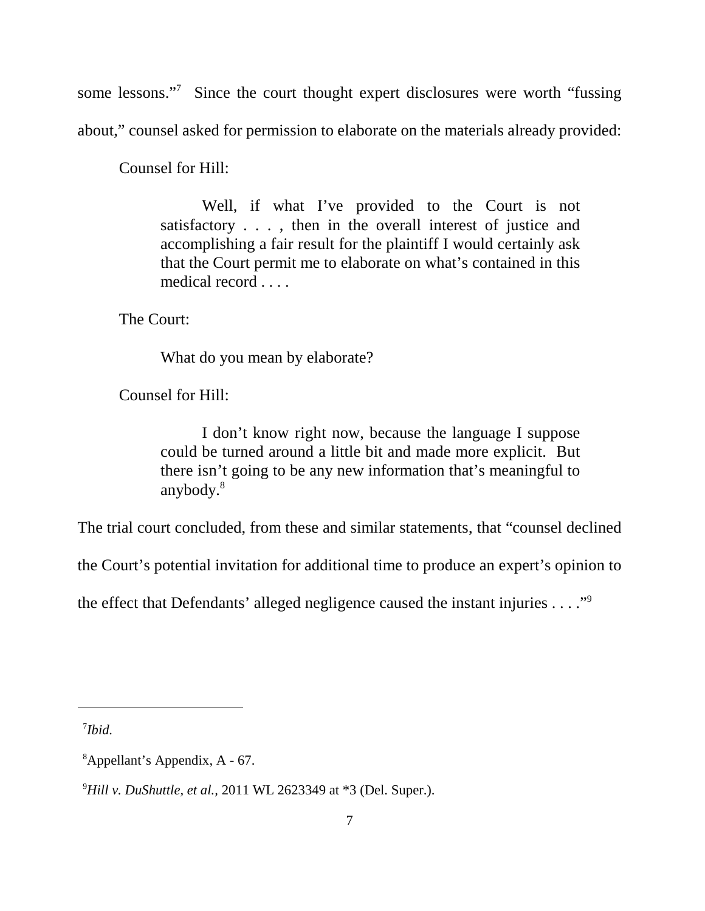some lessons."[7] Since the court thought expert disclosures were worth "fussing about," counsel asked for permission to elaborate on the materials already provided:

Counsel for Hill:

> Well, if what I've provided to the Court is not satisfactory . . . , then in the overall interest of justice and accomplishing a fair result for the plaintiff I would certainly ask that the Court permit me to elaborate on what's contained in this medical record . . . .

The Court:

> What do you mean by elaborate?

Counsel for Hill:

> I don't know right now, because the language I suppose could be turned around a little bit and made more explicit. But there isn't going to be any new information that's meaningful to anybody.[8]

The trial court concluded, from these and similar statements, that "counsel declined the Court's potential invitation for additional time to produce an expert's opinion to the effect that Defendants' alleged negligence caused the instant injuries . . . ."[9]

---

[7] *Ibid.*

[8] Appellant's Appendix, A - 67.

[9] *Hill v. DuShuttle, et al.*, 2011 WL 2623349 at *3 (Del. Super.).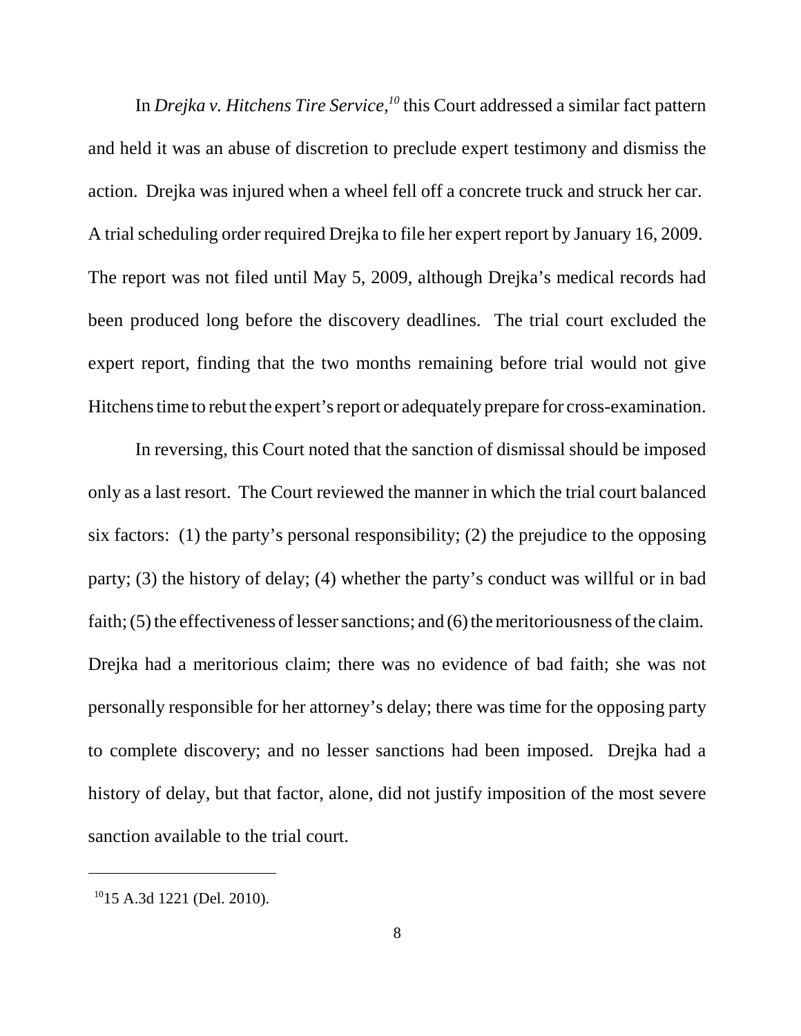In *Drejka v. Hitchens Tire Service,*[10] this Court addressed a similar fact pattern and held it was an abuse of discretion to preclude expert testimony and dismiss the action. Drejka was injured when a wheel fell off a concrete truck and struck her car. A trial scheduling order required Drejka to file her expert report by January 16, 2009. The report was not filed until May 5, 2009, although Drejka's medical records had been produced long before the discovery deadlines. The trial court excluded the expert report, finding that the two months remaining before trial would not give Hitchens time to rebut the expert's report or adequately prepare for cross-examination.

In reversing, this Court noted that the sanction of dismissal should be imposed only as a last resort. The Court reviewed the manner in which the trial court balanced six factors: (1) the party's personal responsibility; (2) the prejudice to the opposing party; (3) the history of delay; (4) whether the party's conduct was willful or in bad faith; (5) the effectiveness of lesser sanctions; and (6) the meritoriousness of the claim. Drejka had a meritorious claim; there was no evidence of bad faith; she was not personally responsible for her attorney's delay; there was time for the opposing party to complete discovery; and no lesser sanctions had been imposed. Drejka had a history of delay, but that factor, alone, did not justify imposition of the most severe sanction available to the trial court.

---

[10] 15 A.3d 1221 (Del. 2010).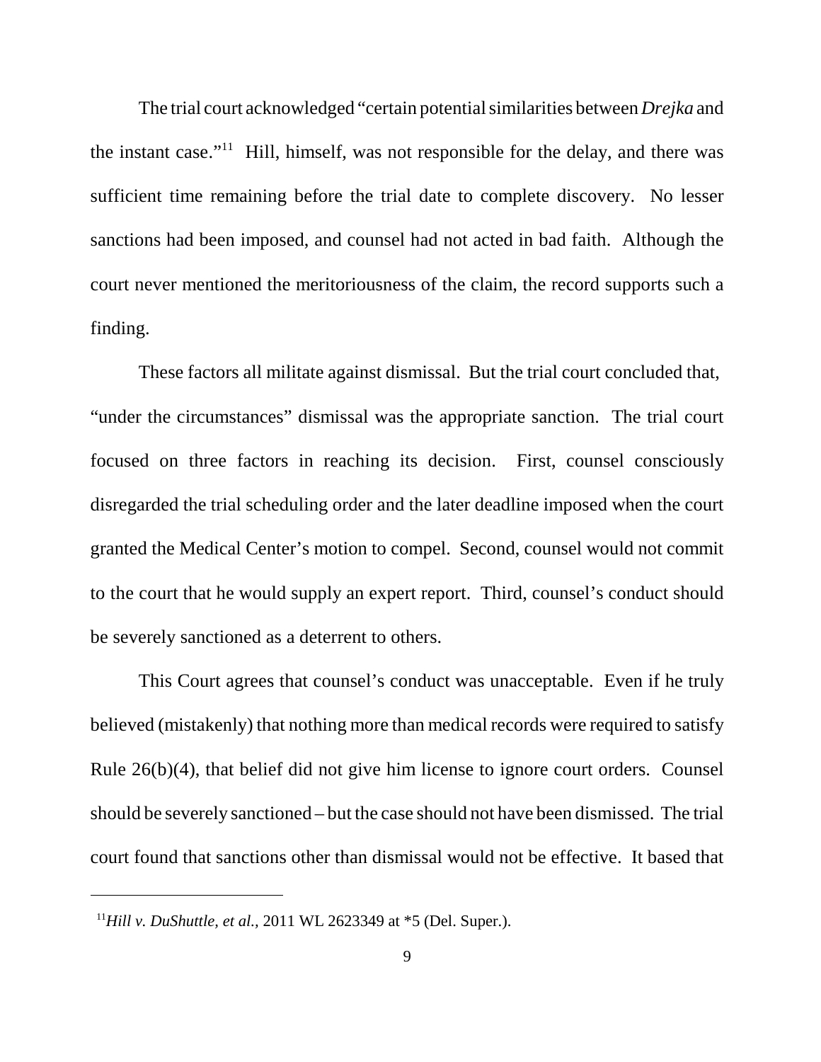The trial court acknowledged "certain potential similarities between *Drejka* and the instant case."[11] Hill, himself, was not responsible for the delay, and there was sufficient time remaining before the trial date to complete discovery. No lesser sanctions had been imposed, and counsel had not acted in bad faith. Although the court never mentioned the meritoriousness of the claim, the record supports such a finding.

These factors all militate against dismissal. But the trial court concluded that, "under the circumstances" dismissal was the appropriate sanction. The trial court focused on three factors in reaching its decision. First, counsel consciously disregarded the trial scheduling order and the later deadline imposed when the court granted the Medical Center's motion to compel. Second, counsel would not commit to the court that he would supply an expert report. Third, counsel's conduct should be severely sanctioned as a deterrent to others.

This Court agrees that counsel's conduct was unacceptable. Even if he truly believed (mistakenly) that nothing more than medical records were required to satisfy Rule 26(b)(4), that belief did not give him license to ignore court orders. Counsel should be severely sanctioned – but the case should not have been dismissed. The trial court found that sanctions other than dismissal would not be effective. It based that

---

[11] *Hill v. DuShuttle, et al.*, 2011 WL 2623349 at *5 (Del. Super.).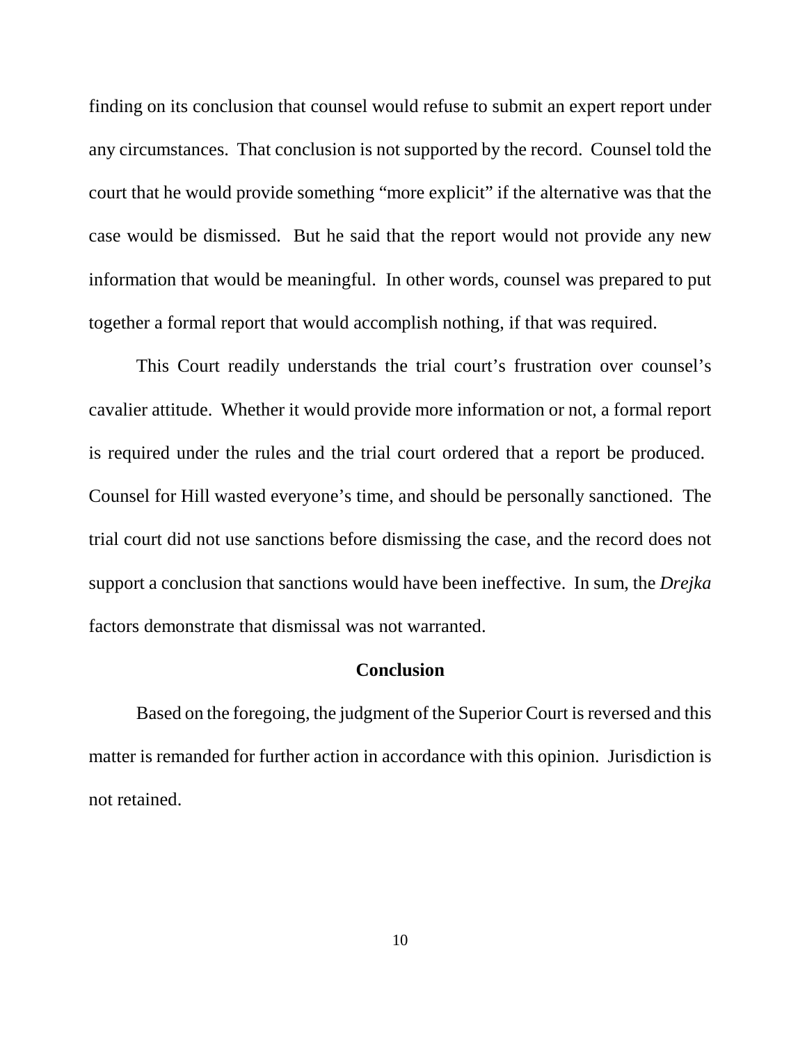finding on its conclusion that counsel would refuse to submit an expert report under any circumstances. That conclusion is not supported by the record. Counsel told the court that he would provide something "more explicit" if the alternative was that the case would be dismissed. But he said that the report would not provide any new information that would be meaningful. In other words, counsel was prepared to put together a formal report that would accomplish nothing, if that was required.

This Court readily understands the trial court's frustration over counsel's cavalier attitude. Whether it would provide more information or not, a formal report is required under the rules and the trial court ordered that a report be produced. Counsel for Hill wasted everyone's time, and should be personally sanctioned. The trial court did not use sanctions before dismissing the case, and the record does not support a conclusion that sanctions would have been ineffective. In sum, the *Drejka* factors demonstrate that dismissal was not warranted.

## Conclusion

Based on the foregoing, the judgment of the Superior Court is reversed and this matter is remanded for further action in accordance with this opinion. Jurisdiction is not retained.